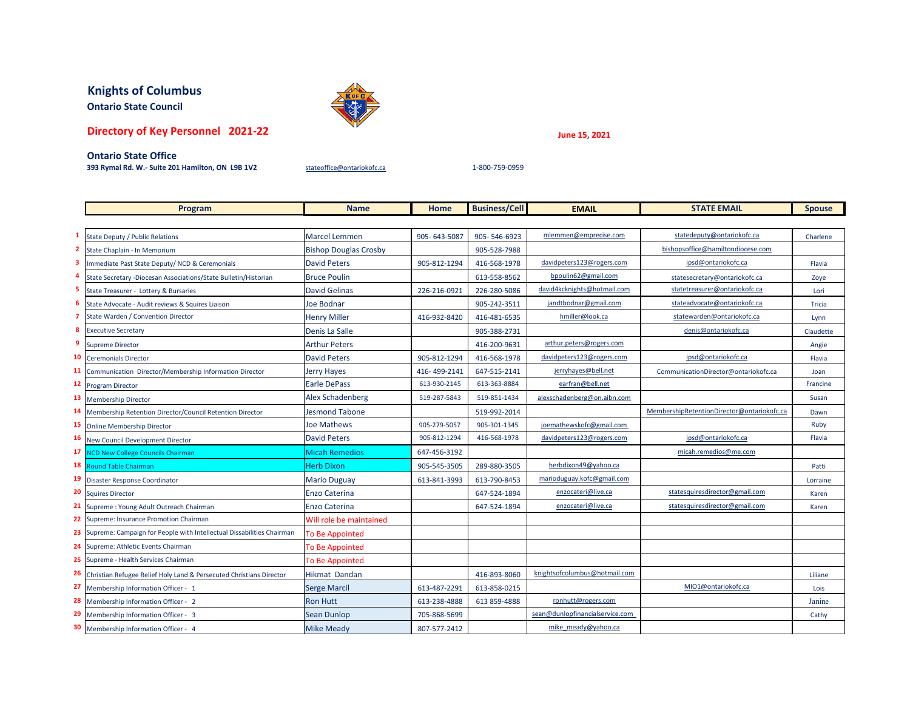# Knights of Columbus

**Ontario State Council**

## Directory of Key Personnel 2021-22

**June 15, 2021**

**Ontario State Office**

**393 Rymal Rd. W.- Suite 201 Hamilton, ON L9B 1V2** stateoffice@ontariokofc.ca 1-800-759-0959

| | Program | Name | Home | Business/Cell | EMAIL | STATE EMAIL | Spouse |
|---|---|---|---|---|---|---|---|
| 1 | State Deputy / Public Relations | Marcel Lemmen | 905- 643-5087 | 905- 546-6923 | mlemmen@emprecise.com | statedeputy@ontariokofc.ca | Charlene |
| 2 | State Chaplain - In Memorium | Bishop Douglas Crosby | | 905-528-7988 | | bishopsoffice@hamiltondiocese.com | |
| 3 | Immediate Past State Deputy/ NCD & Ceremonials | David Peters | 905-812-1294 | 416-568-1978 | davidpeters123@rogers.com | ipsd@ontariokofc.ca | Flavia |
| 4 | State Secretary -Diocesan Associations/State Bulletin/Historian | Bruce Poulin | | 613-558-8562 | bpoulin62@gmail.com | statesecretary@ontariokofc.ca | Zoye |
| 5 | State Treasurer - Lottery & Bursaries | David Gelinas | 226-216-0921 | 226-280-5086 | david4kcknights@hotmail.com | statetreasurer@ontariokofc.ca | Lori |
| 6 | State Advocate - Audit reviews & Squires Liaison | Joe Bodnar | | 905-242-3511 | jandtbodnar@gmail.com | stateadvocate@ontariokofc.ca | Tricia |
| 7 | State Warden / Convention Director | Henry Miller | 416-932-8420 | 416-481-6535 | hmiller@look.ca | statewarden@ontariokofc.ca | Lynn |
| 8 | Executive Secretary | Denis La Salle | | 905-388-2731 | | denis@ontariokofc.ca | Claudette |
| 9 | Supreme Director | Arthur Peters | | 416-200-9631 | arthur.peters@rogers.com | | Angie |
| 10 | Ceremonials Director | David Peters | 905-812-1294 | 416-568-1978 | davidpeters123@rogers.com | ipsd@ontariokofc.ca | Flavia |
| 11 | Communication Director/Membership Information Director | Jerry Hayes | 416- 499-2141 | 647-515-2141 | jerryhayes@bell.net | CommunicationDirector@ontariokofc.ca | Joan |
| 12 | Program Director | Earle DePass | 613-930-2145 | 613-363-8884 | earfran@bell.net | | Francine |
| 13 | Membership Director | Alex Schadenberg | 519-287-5843 | 519-851-1434 | alexschadenberg@on.aibn.com | | Susan |
| 14 | Membership Retention Director/Council Retention Director | Jesmond Tabone | | 519-992-2014 | | MembershipRetentionDirector@ontariokofc.ca | Dawn |
| 15 | Online Membership Director | Joe Mathews | 905-279-5057 | 905-301-1345 | joemathewskofc@gmail.com | | Ruby |
| 16 | New Council Development Director | David Peters | 905-812-1294 | 416-568-1978 | davidpeters123@rogers.com | ipsd@ontariokofc.ca | Flavia |
| 17 | NCD New College Councils Chairman | Micah Remedios | 647-456-3192 | | | micah.remedios@me.com | |
| 18 | Round Table Chairman | Herb Dixon | 905-545-3505 | 289-880-3505 | herbdixon49@yahoo.ca | | Patti |
| 19 | Disaster Response Coordinator | Mario Duguay | 613-841-3993 | 613-790-8453 | marioduguay.kofc@gmail.com | | Lorraine |
| 20 | Squires Director | Enzo Caterina | | 647-524-1894 | enzocateri@live.ca | statesquiresdirector@gmail.com | Karen |
| 21 | Supreme : Young Adult Outreach Chairman | Enzo Caterina | | 647-524-1894 | enzocateri@live.ca | statesquiresdirector@gmail.com | Karen |
| 22 | Supreme: Insurance Promotion Chairman | Will role be maintained | | | | | |
| 23 | Supreme: Campaign for People with Intellectual Dissabilities Chairman | To Be Appointed | | | | | |
| 24 | Supreme: Athletic Events Chairman | To Be Appointed | | | | | |
| 25 | Supreme - Health Services Chairman | To Be Appointed | | | | | |
| 26 | Christian Refugee Relief Holy Land & Persecuted Christians Director | Hikmat Dandan | | 416-893-8060 | knightsofcolumbus@hotmail.com | | Liliane |
| 27 | Membership Information Officer - 1 | Serge Marcil | 613-487-2291 | 613-858-0215 | | MIO1@ontariokofc.ca | Lois |
| 28 | Membership Information Officer - 2 | Ron Hutt | 613-238-4888 | 613 859-4888 | ronhutt@rogers.com | | Janine |
| 29 | Membership Information Officer - 3 | Sean Dunlop | 705-868-5699 | | sean@dunlopfinancialservice.com | | Cathy |
| 30 | Membership Information Officer - 4 | Mike Meady | 807-577-2412 | | mike_meady@yahoo.ca | | |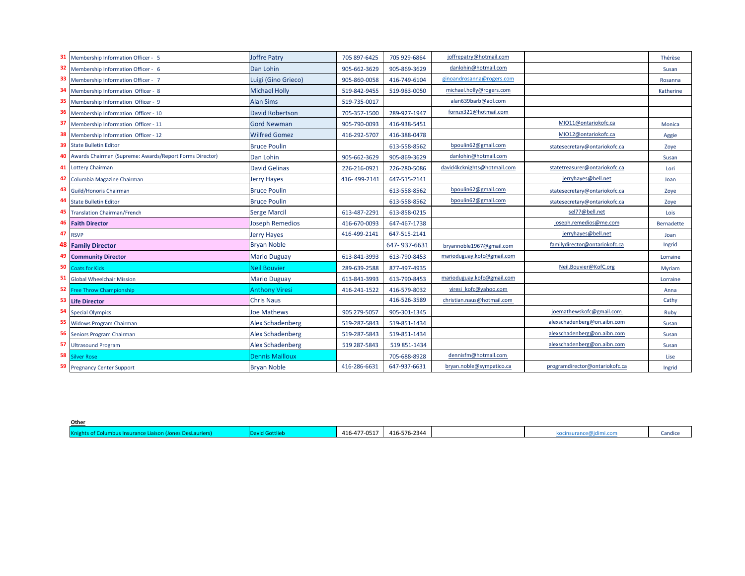| | | | | | | | |
|---|---|---|---|---|---|---|---|
| 31 | Membership Information Officer - 5 | Joffre Patry | 705 897-6425 | 705 929-6864 | joffrepatry@hotmail.com | | Thérèse |
| 32 | Membership Information Officer - 6 | Dan Lohin | 905-662-3629 | 905-869-3629 | danlohin@hotmail.com | | Susan |
| 33 | Membership Information Officer - 7 | Luigi (Gino Grieco) | 905-860-0058 | 416-749-6104 | ginoandrosanna@rogers.com | | Rosanna |
| 34 | Membership Information Officer - 8 | Michael Holly | 519-842-9455 | 519-983-0050 | michael.holly@rogers.com | | Katherine |
| 35 | Membership Information Officer - 9 | Alan Sims | 519-735-0017 | | alan639barb@aol.com | | |
| 36 | Membership Information Officer - 10 | David Robertson | 705-357-1500 | 289-927-1947 | fornzx321@hotmail.com | | |
| 37 | Membership Information Officer - 11 | Gord Newman | 905-790-0093 | 416-938-5451 | | MIO11@ontariokofc.ca | Monica |
| 38 | Membership Information Officer - 12 | Wilfred Gomez | 416-292-5707 | 416-388-0478 | | MIO12@ontariokofc.ca | Aggie |
| 39 | State Bulletin Editor | Bruce Poulin | | 613-558-8562 | bpoulin62@gmail.com | statesecretary@ontariokofc.ca | Zoye |
| 40 | Awards Chairman (Supreme: Awards/Report Forms Director) | Dan Lohin | 905-662-3629 | 905-869-3629 | danlohin@hotmail.com | | Susan |
| 41 | Lottery Chairman | David Gelinas | 226-216-0921 | 226-280-5086 | david4kcknights@hotmail.com | statetreasurer@ontariokofc.ca | Lori |
| 42 | Columbia Magazine Chairman | Jerry Hayes | 416- 499-2141 | 647-515-2141 | | jerryhayes@bell.net | Joan |
| 43 | Guild/Honoris Chairman | Bruce Poulin | | 613-558-8562 | bpoulin62@gmail.com | statesecretary@ontariokofc.ca | Zoye |
| 44 | State Bulletin Editor | Bruce Poulin | | 613-558-8562 | bpoulin62@gmail.com | statesecretary@ontariokofc.ca | Zoye |
| 45 | Translation Chairman/French | Serge Marcil | 613-487-2291 | 613-858-0215 | | sel77@bell.net | Lois |
| 46 | **Faith Director** | Joseph Remedios | 416-670-0093 | 647-467-1738 | | joseph.remedios@me.com | Bernadette |
| 47 | RSVP | Jerry Hayes | 416-499-2141 | 647-515-2141 | | jerryhayes@bell.net | Joan |
| 48 | **Family Director** | Bryan Noble | | 647- 937-6631 | bryannoble1967@gmail.com | familydirector@ontariokofc.ca | Ingrid |
| 49 | **Community Director** | Mario Duguay | 613-841-3993 | 613-790-8453 | marioduguay.kofc@gmail.com | | Lorraine |
| 50 | Coats for Kids | Neil Bouvier | 289-639-2588 | 877-497-4935 | | Neil.Bouvier@KofC.org | Myriam |
| 51 | Global Wheelchair Mission | Mario Duguay | 613-841-3993 | 613-790-8453 | marioduguay.kofc@gmail.com | | Lorraine |
| 52 | Free Throw Championship | Anthony Viresi | 416-241-1522 | 416-579-8032 | viresi_kofc@yahoo.com | | Anna |
| 53 | **Life Director** | Chris Naus | | 416-526-3589 | christian.naus@hotmail.com | | Cathy |
| 54 | Special Olympics | Joe Mathews | 905 279-5057 | 905-301-1345 | | joemathewskofc@gmail.com | Ruby |
| 55 | Widows Program Chairman | Alex Schadenberg | 519-287-5843 | 519-851-1434 | | alexschadenberg@on.aibn.com | Susan |
| 56 | Seniors Program Chairman | Alex Schadenberg | 519-287-5843 | 519-851-1434 | | alexschadenberg@on.aibn.com | Susan |
| 57 | Ultrasound Program | Alex Schadenberg | 519 287-5843 | 519 851-1434 | | alexschadenberg@on.aibn.com | Susan |
| 58 | Silver Rose | Dennis Mailloux | | 705-688-8928 | dennisfm@hotmail.com | | Lise |
| 59 | Pregnancy Center Support | Bryan Noble | 416-286-6631 | 647-937-6631 | bryan.noble@sympatico.ca | programdirector@ontariokofc.ca | Ingrid |

**Other**

| | | | | | | |
|---|---|---|---|---|---|---|
| Knights of Columbus Insurance Liaison (Jones DesLauriers) | David Gottlieb | 416-477-0517 | 416-576-2344 | | kocinsurance@jdimi.com | Candice |